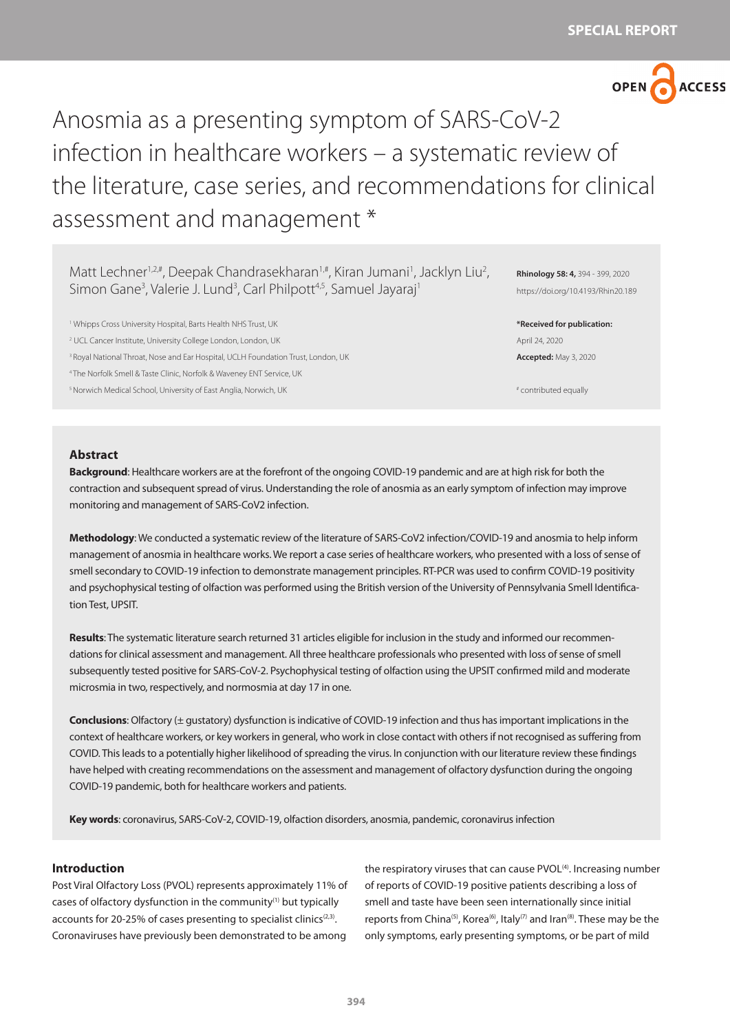SPECIAL REPORT

# Anosmia as a presenting symptom of SARS-CoV-2 infection in healthcare workers – a systematic review of the literature, case series, and recommendations for clinical assessment and management *

Matt Lechner[1,2,#], Deepak Chandrasekharan[1,#], Kiran Jumani[1], Jacklyn Liu[2], Simon Gane[3], Valerie J. Lund[3], Carl Philpott[4,5], Samuel Jayaraj[1]

[1] Whipps Cross University Hospital, Barts Health NHS Trust, UK
[2] UCL Cancer Institute, University College London, London, UK
[3] Royal National Throat, Nose and Ear Hospital, UCLH Foundation Trust, London, UK
[4] The Norfolk Smell & Taste Clinic, Norfolk & Waveney ENT Service, UK
[5] Norwich Medical School, University of East Anglia, Norwich, UK

**Rhinology 58: 4,** 394 - 399, 2020
https://doi.org/10.4193/Rhin20.189

***Received for publication:** April 24, 2020
**Accepted:** May 3, 2020

[#] contributed equally

## Abstract

**Background**: Healthcare workers are at the forefront of the ongoing COVID-19 pandemic and are at high risk for both the contraction and subsequent spread of virus. Understanding the role of anosmia as an early symptom of infection may improve monitoring and management of SARS-CoV2 infection.

**Methodology**: We conducted a systematic review of the literature of SARS-CoV2 infection/COVID-19 and anosmia to help inform management of anosmia in healthcare works. We report a case series of healthcare workers, who presented with a loss of sense of smell secondary to COVID-19 infection to demonstrate management principles. RT-PCR was used to confirm COVID-19 positivity and psychophysical testing of olfaction was performed using the British version of the University of Pennsylvania Smell Identification Test, UPSIT.

**Results**: The systematic literature search returned 31 articles eligible for inclusion in the study and informed our recommendations for clinical assessment and management. All three healthcare professionals who presented with loss of sense of smell subsequently tested positive for SARS-CoV-2. Psychophysical testing of olfaction using the UPSIT confirmed mild and moderate microsmia in two, respectively, and normosmia at day 17 in one.

**Conclusions**: Olfactory (± gustatory) dysfunction is indicative of COVID-19 infection and thus has important implications in the context of healthcare workers, or key workers in general, who work in close contact with others if not recognised as suffering from COVID. This leads to a potentially higher likelihood of spreading the virus. In conjunction with our literature review these findings have helped with creating recommendations on the assessment and management of olfactory dysfunction during the ongoing COVID-19 pandemic, both for healthcare workers and patients.

**Key words**: coronavirus, SARS-CoV-2, COVID-19, olfaction disorders, anosmia, pandemic, coronavirus infection

## Introduction

Post Viral Olfactory Loss (PVOL) represents approximately 11% of cases of olfactory dysfunction in the community[1] but typically accounts for 20-25% of cases presenting to specialist clinics[2,3]. Coronaviruses have previously been demonstrated to be among the respiratory viruses that can cause PVOL[4]. Increasing number of reports of COVID-19 positive patients describing a loss of smell and taste have been seen internationally since initial reports from China[5], Korea[6], Italy[7] and Iran[8]. These may be the only symptoms, early presenting symptoms, or be part of mild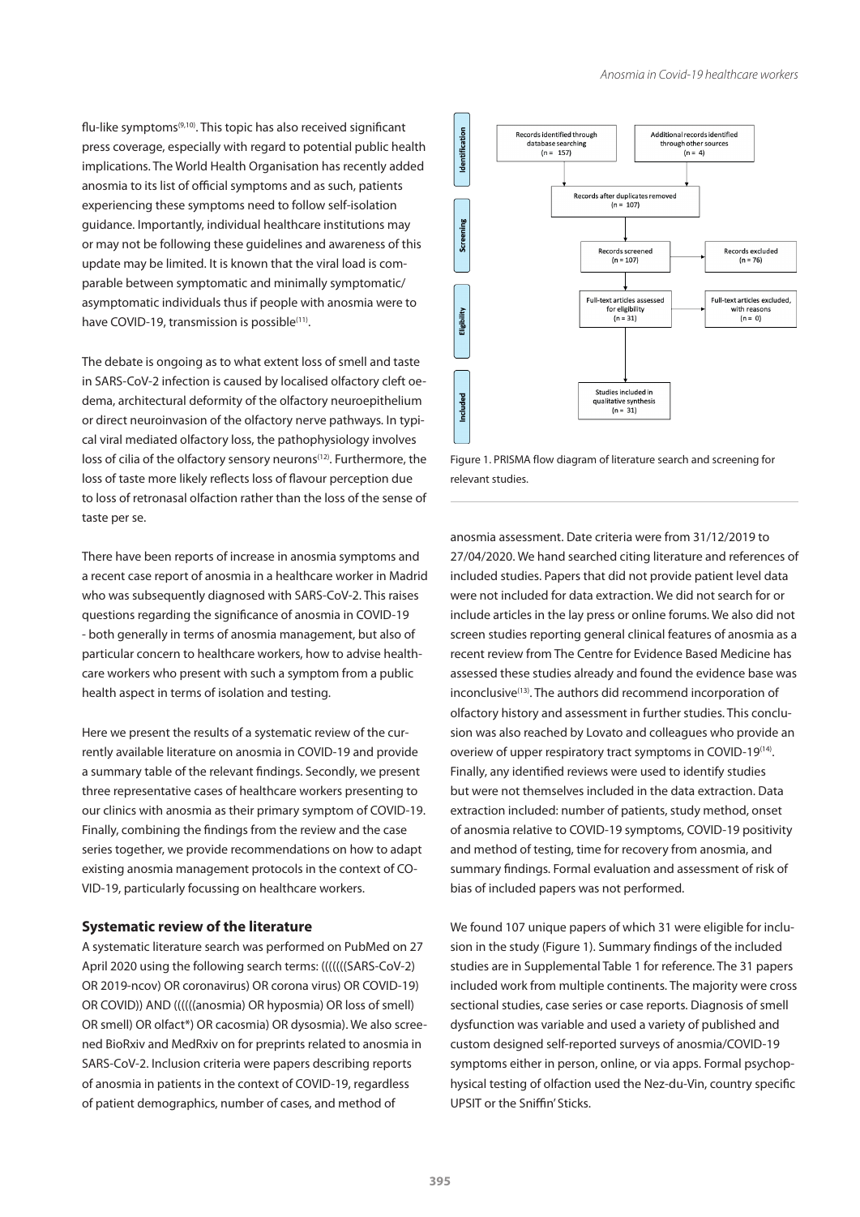flu-like symptoms[9,10]. This topic has also received significant press coverage, especially with regard to potential public health implications. The World Health Organisation has recently added anosmia to its list of official symptoms and as such, patients experiencing these symptoms need to follow self-isolation guidance. Importantly, individual healthcare institutions may or may not be following these guidelines and awareness of this update may be limited. It is known that the viral load is comparable between symptomatic and minimally symptomatic/ asymptomatic individuals thus if people with anosmia were to have COVID-19, transmission is possible[11].

The debate is ongoing as to what extent loss of smell and taste in SARS-CoV-2 infection is caused by localised olfactory cleft oedema, architectural deformity of the olfactory neuroepithelium or direct neuroinvasion of the olfactory nerve pathways. In typical viral mediated olfactory loss, the pathophysiology involves loss of cilia of the olfactory sensory neurons[12]. Furthermore, the loss of taste more likely reflects loss of flavour perception due to loss of retronasal olfaction rather than the loss of the sense of taste per se.

There have been reports of increase in anosmia symptoms and a recent case report of anosmia in a healthcare worker in Madrid who was subsequently diagnosed with SARS-CoV-2. This raises questions regarding the significance of anosmia in COVID-19 - both generally in terms of anosmia management, but also of particular concern to healthcare workers, how to advise healthcare workers who present with such a symptom from a public health aspect in terms of isolation and testing.

Here we present the results of a systematic review of the currently available literature on anosmia in COVID-19 and provide a summary table of the relevant findings. Secondly, we present three representative cases of healthcare workers presenting to our clinics with anosmia as their primary symptom of COVID-19. Finally, combining the findings from the review and the case series together, we provide recommendations on how to adapt existing anosmia management protocols in the context of COVID-19, particularly focussing on healthcare workers.

### Systematic review of the literature

A systematic literature search was performed on PubMed on 27 April 2020 using the following search terms: (((((((SARS-CoV-2) OR 2019-ncov) OR coronavirus) OR corona virus) OR COVID-19) OR COVID)) AND ((((((anosmia) OR hyposmia) OR loss of smell) OR smell) OR olfact*) OR cacosmia) OR dysosmia). We also screened BioRxiv and MedRxiv on for preprints related to anosmia in SARS-CoV-2. Inclusion criteria were papers describing reports of anosmia in patients in the context of COVID-19, regardless of patient demographics, number of cases, and method of anosmia assessment. Date criteria were from 31/12/2019 to 27/04/2020. We hand searched citing literature and references of included studies. Papers that did not provide patient level data were not included for data extraction. We did not search for or include articles in the lay press or online forums. We also did not screen studies reporting general clinical features of anosmia as a recent review from The Centre for Evidence Based Medicine has assessed these studies already and found the evidence base was inconclusive[13]. The authors did recommend incorporation of olfactory history and assessment in further studies. This conclusion was also reached by Lovato and colleagues who provide an overiew of upper respiratory tract symptoms in COVID-19[14]. Finally, any identified reviews were used to identify studies but were not themselves included in the data extraction. Data extraction included: number of patients, study method, onset of anosmia relative to COVID-19 symptoms, COVID-19 positivity and method of testing, time for recovery from anosmia, and summary findings. Formal evaluation and assessment of risk of bias of included papers was not performed.

We found 107 unique papers of which 31 were eligible for inclusion in the study (Figure 1). Summary findings of the included studies are in Supplemental Table 1 for reference. The 31 papers included work from multiple continents. The majority were cross sectional studies, case series or case reports. Diagnosis of smell dysfunction was variable and used a variety of published and custom designed self-reported surveys of anosmia/COVID-19 symptoms either in person, online, or via apps. Formal psychophysical testing of olfaction used the Nez-du-Vin, country specific UPSIT or the Sniffin' Sticks.

Identification: Records identified through database searching (n = 157); Additional records identified through other sources (n = 4); Records after duplicates removed (n = 107)
Screening: Records screened (n = 107); Records excluded (n = 76)
Eligibility: Full-text articles assessed for eligibility (n = 31); Full-text articles excluded, with reasons (n = 0)
Included: Studies included in qualitative synthesis (n = 31)

Figure 1. PRISMA flow diagram of literature search and screening for relevant studies.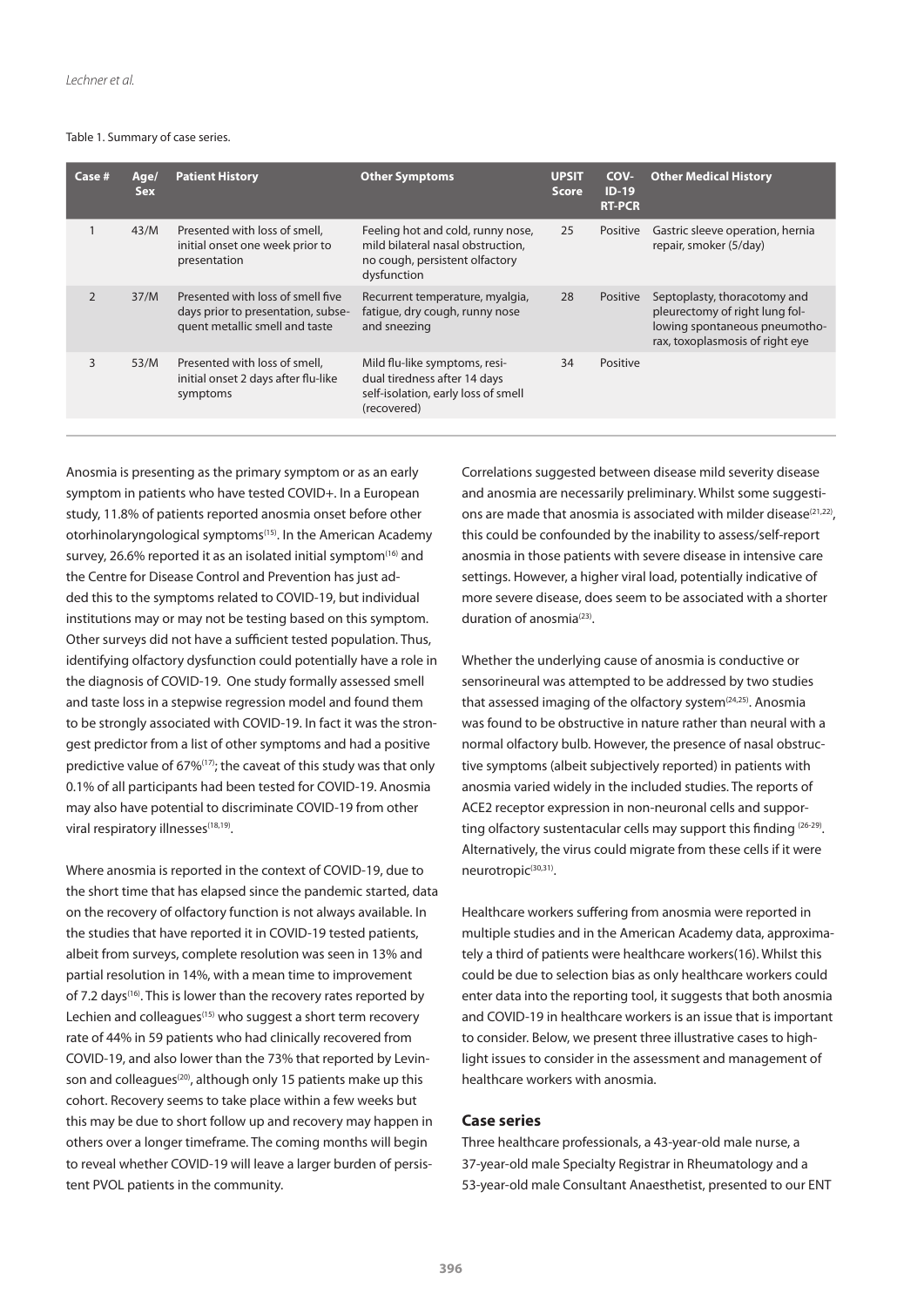Table 1. Summary of case series.

| Case # | Age/ Sex | Patient History | Other Symptoms | UPSIT Score | COV-ID-19 RT-PCR | Other Medical History |
|---|---|---|---|---|---|---|
| 1 | 43/M | Presented with loss of smell, initial onset one week prior to presentation | Feeling hot and cold, runny nose, mild bilateral nasal obstruction, no cough, persistent olfactory dysfunction | 25 | Positive | Gastric sleeve operation, hernia repair, smoker (5/day) |
| 2 | 37/M | Presented with loss of smell five days prior to presentation, subsequent metallic smell and taste | Recurrent temperature, myalgia, fatigue, dry cough, runny nose and sneezing | 28 | Positive | Septoplasty, thoracotomy and pleurectomy of right lung following spontaneous pneumothorax, toxoplasmosis of right eye |
| 3 | 53/M | Presented with loss of smell, initial onset 2 days after flu-like symptoms | Mild flu-like symptoms, residual tiredness after 14 days self-isolation, early loss of smell (recovered) | 34 | Positive | |

Anosmia is presenting as the primary symptom or as an early symptom in patients who have tested COVID+. In a European study, 11.8% of patients reported anosmia onset before other otorhinolaryngological symptoms[15]. In the American Academy survey, 26.6% reported it as an isolated initial symptom[16] and the Centre for Disease Control and Prevention has just added this to the symptoms related to COVID-19, but individual institutions may or may not be testing based on this symptom. Other surveys did not have a sufficient tested population. Thus, identifying olfactory dysfunction could potentially have a role in the diagnosis of COVID-19. One study formally assessed smell and taste loss in a stepwise regression model and found them to be strongly associated with COVID-19. In fact it was the strongest predictor from a list of other symptoms and had a positive predictive value of 67%[17]; the caveat of this study was that only 0.1% of all participants had been tested for COVID-19. Anosmia may also have potential to discriminate COVID-19 from other viral respiratory illnesses[18,19].

Where anosmia is reported in the context of COVID-19, due to the short time that has elapsed since the pandemic started, data on the recovery of olfactory function is not always available. In the studies that have reported it in COVID-19 tested patients, albeit from surveys, complete resolution was seen in 13% and partial resolution in 14%, with a mean time to improvement of 7.2 days[16]. This is lower than the recovery rates reported by Lechien and colleagues[15] who suggest a short term recovery rate of 44% in 59 patients who had clinically recovered from COVID-19, and also lower than the 73% that reported by Levinson and colleagues[20], although only 15 patients make up this cohort. Recovery seems to take place within a few weeks but this may be due to short follow up and recovery may happen in others over a longer timeframe. The coming months will begin to reveal whether COVID-19 will leave a larger burden of persistent PVOL patients in the community.

Correlations suggested between disease mild severity disease and anosmia are necessarily preliminary. Whilst some suggestions are made that anosmia is associated with milder disease[21,22], this could be confounded by the inability to assess/self-report anosmia in those patients with severe disease in intensive care settings. However, a higher viral load, potentially indicative of more severe disease, does seem to be associated with a shorter duration of anosmia[23].

Whether the underlying cause of anosmia is conductive or sensorineural was attempted to be addressed by two studies that assessed imaging of the olfactory system[24,25]. Anosmia was found to be obstructive in nature rather than neural with a normal olfactory bulb. However, the presence of nasal obstructive symptoms (albeit subjectively reported) in patients with anosmia varied widely in the included studies. The reports of ACE2 receptor expression in non-neuronal cells and supporting olfactory sustentacular cells may support this finding [26-29]. Alternatively, the virus could migrate from these cells if it were neurotropic[30,31].

Healthcare workers suffering from anosmia were reported in multiple studies and in the American Academy data, approximately a third of patients were healthcare workers(16). Whilst this could be due to selection bias as only healthcare workers could enter data into the reporting tool, it suggests that both anosmia and COVID-19 in healthcare workers is an issue that is important to consider. Below, we present three illustrative cases to highlight issues to consider in the assessment and management of healthcare workers with anosmia.

## Case series

Three healthcare professionals, a 43-year-old male nurse, a 37-year-old male Specialty Registrar in Rheumatology and a 53-year-old male Consultant Anaesthetist, presented to our ENT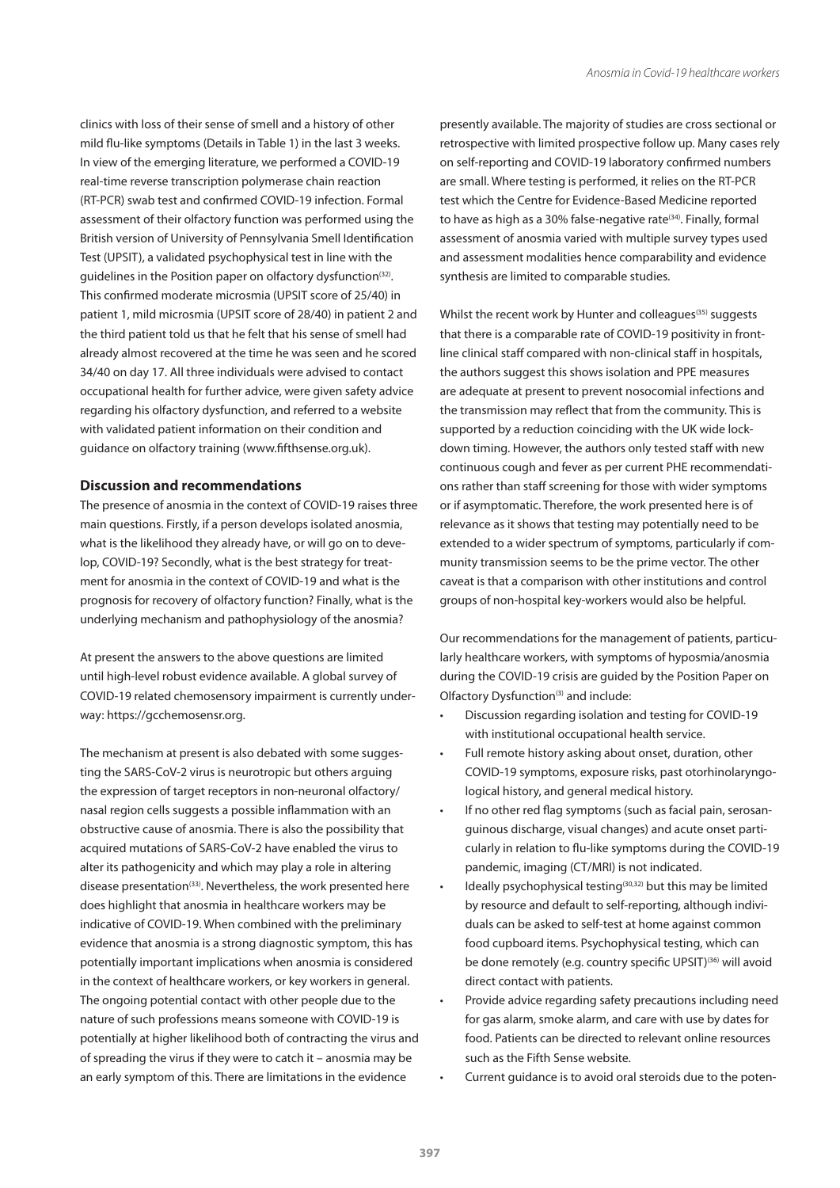clinics with loss of their sense of smell and a history of other mild flu-like symptoms (Details in Table 1) in the last 3 weeks. In view of the emerging literature, we performed a COVID-19 real-time reverse transcription polymerase chain reaction (RT-PCR) swab test and confirmed COVID-19 infection. Formal assessment of their olfactory function was performed using the British version of University of Pennsylvania Smell Identification Test (UPSIT), a validated psychophysical test in line with the guidelines in the Position paper on olfactory dysfunction[32]. This confirmed moderate microsmia (UPSIT score of 25/40) in patient 1, mild microsmia (UPSIT score of 28/40) in patient 2 and the third patient told us that he felt that his sense of smell had already almost recovered at the time he was seen and he scored 34/40 on day 17. All three individuals were advised to contact occupational health for further advice, were given safety advice regarding his olfactory dysfunction, and referred to a website with validated patient information on their condition and guidance on olfactory training (www.fifthsense.org.uk).

## Discussion and recommendations

The presence of anosmia in the context of COVID-19 raises three main questions. Firstly, if a person develops isolated anosmia, what is the likelihood they already have, or will go on to develop, COVID-19? Secondly, what is the best strategy for treatment for anosmia in the context of COVID-19 and what is the prognosis for recovery of olfactory function? Finally, what is the underlying mechanism and pathophysiology of the anosmia?

At present the answers to the above questions are limited until high-level robust evidence available. A global survey of COVID-19 related chemosensory impairment is currently underway: https://gcchemosensr.org.

The mechanism at present is also debated with some suggesting the SARS-CoV-2 virus is neurotropic but others arguing the expression of target receptors in non-neuronal olfactory/nasal region cells suggests a possible inflammation with an obstructive cause of anosmia. There is also the possibility that acquired mutations of SARS-CoV-2 have enabled the virus to alter its pathogenicity and which may play a role in altering disease presentation[33]. Nevertheless, the work presented here does highlight that anosmia in healthcare workers may be indicative of COVID-19. When combined with the preliminary evidence that anosmia is a strong diagnostic symptom, this has potentially important implications when anosmia is considered in the context of healthcare workers, or key workers in general. The ongoing potential contact with other people due to the nature of such professions means someone with COVID-19 is potentially at higher likelihood both of contracting the virus and of spreading the virus if they were to catch it – anosmia may be an early symptom of this. There are limitations in the evidence presently available. The majority of studies are cross sectional or retrospective with limited prospective follow up. Many cases rely on self-reporting and COVID-19 laboratory confirmed numbers are small. Where testing is performed, it relies on the RT-PCR test which the Centre for Evidence-Based Medicine reported to have as high as a 30% false-negative rate[34]. Finally, formal assessment of anosmia varied with multiple survey types used and assessment modalities hence comparability and evidence synthesis are limited to comparable studies.

Whilst the recent work by Hunter and colleagues[35] suggests that there is a comparable rate of COVID-19 positivity in front-line clinical staff compared with non-clinical staff in hospitals, the authors suggest this shows isolation and PPE measures are adequate at present to prevent nosocomial infections and the transmission may reflect that from the community. This is supported by a reduction coinciding with the UK wide lockdown timing. However, the authors only tested staff with new continuous cough and fever as per current PHE recommendations rather than staff screening for those with wider symptoms or if asymptomatic. Therefore, the work presented here is of relevance as it shows that testing may potentially need to be extended to a wider spectrum of symptoms, particularly if community transmission seems to be the prime vector. The other caveat is that a comparison with other institutions and control groups of non-hospital key-workers would also be helpful.

Our recommendations for the management of patients, particularly healthcare workers, with symptoms of hyposmia/anosmia during the COVID-19 crisis are guided by the Position Paper on Olfactory Dysfunction[3] and include:

- Discussion regarding isolation and testing for COVID-19 with institutional occupational health service.
- Full remote history asking about onset, duration, other COVID-19 symptoms, exposure risks, past otorhinolaryngological history, and general medical history.
- If no other red flag symptoms (such as facial pain, serosanguinous discharge, visual changes) and acute onset particularly in relation to flu-like symptoms during the COVID-19 pandemic, imaging (CT/MRI) is not indicated.
- Ideally psychophysical testing[30,32] but this may be limited by resource and default to self-reporting, although individuals can be asked to self-test at home against common food cupboard items. Psychophysical testing, which can be done remotely (e.g. country specific UPSIT)[36] will avoid direct contact with patients.
- Provide advice regarding safety precautions including need for gas alarm, smoke alarm, and care with use by dates for food. Patients can be directed to relevant online resources such as the Fifth Sense website.
- Current guidance is to avoid oral steroids due to the poten-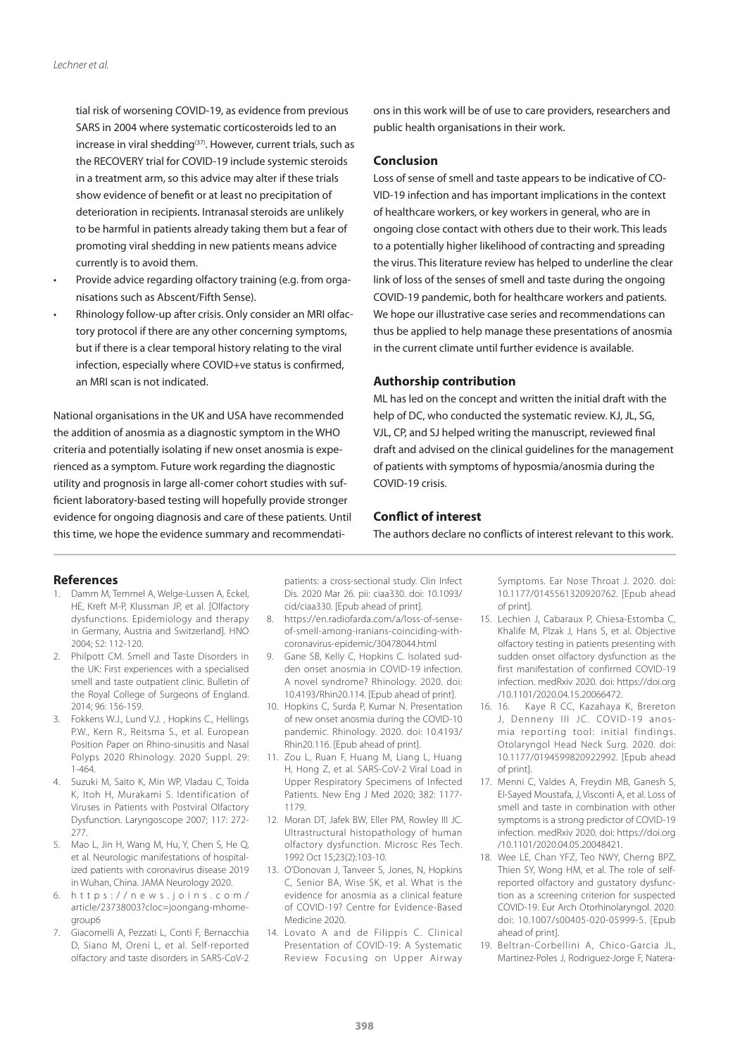tial risk of worsening COVID-19, as evidence from previous SARS in 2004 where systematic corticosteroids led to an increase in viral shedding[37]. However, current trials, such as the RECOVERY trial for COVID-19 include systemic steroids in a treatment arm, so this advice may alter if these trials show evidence of benefit or at least no precipitation of deterioration in recipients. Intranasal steroids are unlikely to be harmful in patients already taking them but a fear of promoting viral shedding in new patients means advice currently is to avoid them.

- Provide advice regarding olfactory training (e.g. from organisations such as Abscent/Fifth Sense).
- Rhinology follow-up after crisis. Only consider an MRI olfactory protocol if there are any other concerning symptoms, but if there is a clear temporal history relating to the viral infection, especially where COVID+ve status is confirmed, an MRI scan is not indicated.

National organisations in the UK and USA have recommended the addition of anosmia as a diagnostic symptom in the WHO criteria and potentially isolating if new onset anosmia is experienced as a symptom. Future work regarding the diagnostic utility and prognosis in large all-comer cohort studies with sufficient laboratory-based testing will hopefully provide stronger evidence for ongoing diagnosis and care of these patients. Until this time, we hope the evidence summary and recommendations in this work will be of use to care providers, researchers and public health organisations in their work.

## Conclusion

Loss of sense of smell and taste appears to be indicative of COVID-19 infection and has important implications in the context of healthcare workers, or key workers in general, who are in ongoing close contact with others due to their work. This leads to a potentially higher likelihood of contracting and spreading the virus. This literature review has helped to underline the clear link of loss of the senses of smell and taste during the ongoing COVID-19 pandemic, both for healthcare workers and patients. We hope our illustrative case series and recommendations can thus be applied to help manage these presentations of anosmia in the current climate until further evidence is available.

## Authorship contribution

ML has led on the concept and written the initial draft with the help of DC, who conducted the systematic review. KJ, JL, SG, VJL, CP, and SJ helped writing the manuscript, reviewed final draft and advised on the clinical guidelines for the management of patients with symptoms of hyposmia/anosmia during the COVID-19 crisis.

## Conflict of interest

The authors declare no conflicts of interest relevant to this work.

## References

1. Damm M, Temmel A, Welge-Lussen A, Eckel, HE, Kreft M-P, Klussman JP, et al. [Olfactory dysfunctions. Epidemiology and therapy in Germany, Austria and Switzerland]. HNO 2004; 52: 112-120.
2. Philpott CM. Smell and Taste Disorders in the UK: First experiences with a specialised smell and taste outpatient clinic. Bulletin of the Royal College of Surgeons of England. 2014; 96: 156-159.
3. Fokkens W.J., Lund V.J. , Hopkins C., Hellings P.W., Kern R., Reitsma S., et al. European Position Paper on Rhino-sinusitis and Nasal Polyps 2020 Rhinology. 2020 Suppl. 29: 1-464.
4. Suzuki M, Saito K, Min WP, Vladau C, Toida K, Itoh H, Murakami S. Identification of Viruses in Patients with Postviral Olfactory Dysfunction. Laryngoscope 2007; 117: 272-277.
5. Mao L, Jin H, Wang M, Hu, Y, Chen S, He Q, et al. Neurologic manifestations of hospitalized patients with coronavirus disease 2019 in Wuhan, China. JAMA Neurology 2020.
6. https://news.joins.com/article/23738003?cloc=joongang-mhome-group6
7. Giacomelli A, Pezzati L, Conti F, Bernacchia D, Siano M, Oreni L, et al. Self-reported olfactory and taste disorders in SARS-CoV-2 patients: a cross-sectional study. Clin Infect Dis. 2020 Mar 26. pii: ciaa330. doi: 10.1093/cid/ciaa330. [Epub ahead of print].
8. https://en.radiofarda.com/a/loss-of-sense-of-smell-among-iranians-coinciding-with-coronavirus-epidemic/30478044.html
9. Gane SB, Kelly C, Hopkins C. Isolated sudden onset anosmia in COVID-19 infection. A novel syndrome? Rhinology. 2020. doi: 10.4193/Rhin20.114. [Epub ahead of print].
10. Hopkins C, Surda P, Kumar N. Presentation of new onset anosmia during the COVID-10 pandemic. Rhinology. 2020. doi: 10.4193/Rhin20.116. [Epub ahead of print].
11. Zou L, Ruan F, Huang M, Liang L, Huang H, Hong Z, et al. SARS-CoV-2 Viral Load in Upper Respiratory Specimens of Infected Patients. New Eng J Med 2020; 382: 1177-1179.
12. Moran DT, Jafek BW, Eller PM, Rowley III JC. Ultrastructural histopathology of human olfactory dysfunction. Microsc Res Tech. 1992 Oct 15;23(2):103-10.
13. O'Donovan J, Tanveer S, Jones, N, Hopkins C, Senior BA, Wise SK, et al. What is the evidence for anosmia as a clinical feature of COVID-19? Centre for Evidence-Based Medicine 2020.
14. Lovato A and de Filippis C. Clinical Presentation of COVID-19: A Systematic Review Focusing on Upper Airway Symptoms. Ear Nose Throat J. 2020. doi: 10.1177/0145561320920762. [Epub ahead of print].
15. Lechien J, Cabaraux P, Chiesa-Estomba C, Khalife M, Plzak J, Hans S, et al. Objective olfactory testing in patients presenting with sudden onset olfactory dysfunction as the first manifestation of confirmed COVID-19 infection. medRxiv 2020. doi: https://doi.org/10.1101/2020.04.15.20066472.
16. 16. Kaye R CC, Kazahaya K, Brereton J, Denneny III JC. COVID-19 anosmia reporting tool: initial findings. Otolaryngol Head Neck Surg. 2020. doi: 10.1177/0194599820922992. [Epub ahead of print].
17. Menni C, Valdes A, Freydin MB, Ganesh S, El-Sayed Moustafa, J, Visconti A, et al. Loss of smell and taste in combination with other symptoms is a strong predictor of COVID-19 infection. medRxiv 2020. doi: https://doi.org/10.1101/2020.04.05.20048421.
18. Wee LE, Chan YFZ, Teo NWY, Cherng BPZ, Thien SY, Wong HM, et al. The role of self-reported olfactory and gustatory dysfunction as a screening criterion for suspected COVID-19. Eur Arch Otorhinolaryngol. 2020. doi: 10.1007/s00405-020-05999-5. [Epub ahead of print].
19. Beltran-Corbellini A, Chico-Garcia JL, Martinez-Poles J, Rodriguez-Jorge F, Natera-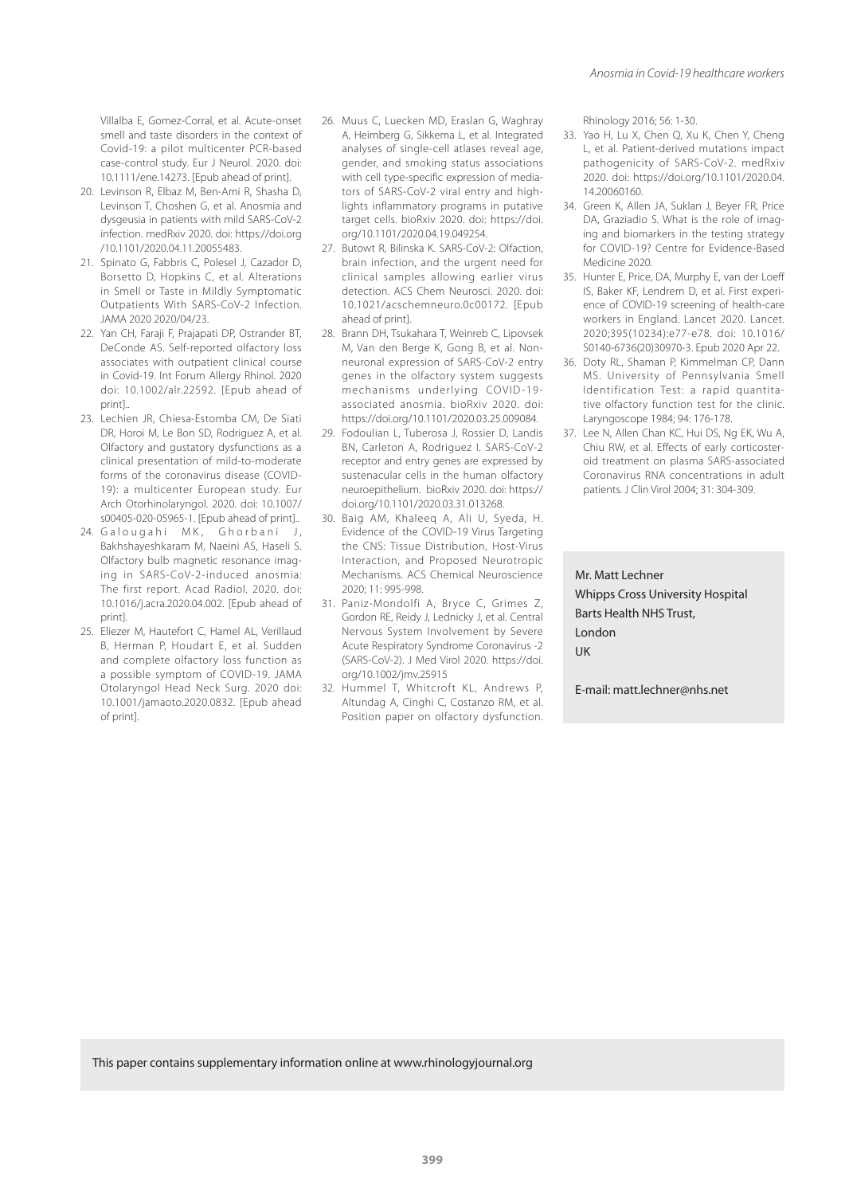Villalba E, Gomez-Corral, et al. Acute-onset smell and taste disorders in the context of Covid-19: a pilot multicenter PCR-based case-control study. Eur J Neurol. 2020. doi: 10.1111/ene.14273. [Epub ahead of print].

20. Levinson R, Elbaz M, Ben-Ami R, Shasha D, Levinson T, Choshen G, et al. Anosmia and dysgeusia in patients with mild SARS-CoV-2 infection. medRxiv 2020. doi: https://doi.org/10.1101/2020.04.11.20055483.
21. Spinato G, Fabbris C, Polesel J, Cazador D, Borsetto D, Hopkins C, et al. Alterations in Smell or Taste in Mildly Symptomatic Outpatients With SARS-CoV-2 Infection. JAMA 2020 2020/04/23.
22. Yan CH, Faraji F, Prajapati DP, Ostrander BT, DeConde AS. Self-reported olfactory loss associates with outpatient clinical course in Covid-19. Int Forum Allergy Rhinol. 2020 doi: 10.1002/alr.22592. [Epub ahead of print]..
23. Lechien JR, Chiesa-Estomba CM, De Siati DR, Horoi M, Le Bon SD, Rodriguez A, et al. Olfactory and gustatory dysfunctions as a clinical presentation of mild-to-moderate forms of the coronavirus disease (COVID-19): a multicenter European study. Eur Arch Otorhinolaryngol. 2020. doi: 10.1007/s00405-020-05965-1. [Epub ahead of print]..
24. Galougahi MK, Ghorbani J, Bakhshayeshkaram M, Naeini AS, Haseli S. Olfactory bulb magnetic resonance imaging in SARS-CoV-2-induced anosmia: The first report. Acad Radiol. 2020. doi: 10.1016/j.acra.2020.04.002. [Epub ahead of print].
25. Eliezer M, Hautefort C, Hamel AL, Verillaud B, Herman P, Houdart E, et al. Sudden and complete olfactory loss function as a possible symptom of COVID-19. JAMA Otolaryngol Head Neck Surg. 2020 doi: 10.1001/jamaoto.2020.0832. [Epub ahead of print].
26. Muus C, Luecken MD, Eraslan G, Waghray A, Heimberg G, Sikkema L, et al. Integrated analyses of single-cell atlases reveal age, gender, and smoking status associations with cell type-specific expression of mediators of SARS-CoV-2 viral entry and highlights inflammatory programs in putative target cells. bioRxiv 2020. doi: https://doi.org/10.1101/2020.04.19.049254.
27. Butowt R, Bilinska K. SARS-CoV-2: Olfaction, brain infection, and the urgent need for clinical samples allowing earlier virus detection. ACS Chem Neurosci. 2020. doi: 10.1021/acschemneuro.0c00172. [Epub ahead of print].
28. Brann DH, Tsukahara T, Weinreb C, Lipovsek M, Van den Berge K, Gong B, et al. Non-neuronal expression of SARS-CoV-2 entry genes in the olfactory system suggests mechanisms underlying COVID-19-associated anosmia. bioRxiv 2020. doi: https://doi.org/10.1101/2020.03.25.009084.
29. Fodoulian L, Tuberosa J, Rossier D, Landis BN, Carleton A, Rodriguez I. SARS-CoV-2 receptor and entry genes are expressed by sustenacular cells in the human olfactory neuroepithelium. bioRxiv 2020. doi: https://doi.org/10.1101/2020.03.31.013268.
30. Baig AM, Khaleeq A, Ali U, Syeda, H. Evidence of the COVID-19 Virus Targeting the CNS: Tissue Distribution, Host-Virus Interaction, and Proposed Neurotropic Mechanisms. ACS Chemical Neuroscience 2020; 11: 995-998.
31. Paniz-Mondolfi A, Bryce C, Grimes Z, Gordon RE, Reidy J, Lednicky J, et al. Central Nervous System Involvement by Severe Acute Respiratory Syndrome Coronavirus -2 (SARS-CoV-2). J Med Virol 2020. https://doi.org/10.1002/jmv.25915
32. Hummel T, Whitcroft KL, Andrews P, Altundag A, Cinghi C, Costanzo RM, et al. Position paper on olfactory dysfunction. Rhinology 2016; 56: 1-30.
33. Yao H, Lu X, Chen Q, Xu K, Chen Y, Cheng L, et al. Patient-derived mutations impact pathogenicity of SARS-CoV-2. medRxiv 2020. doi: https://doi.org/10.1101/2020.04.14.20060160.
34. Green K, Allen JA, Suklan J, Beyer FR, Price DA, Graziadio S. What is the role of imaging and biomarkers in the testing strategy for COVID-19? Centre for Evidence-Based Medicine 2020.
35. Hunter E, Price, DA, Murphy E, van der Loeff IS, Baker KF, Lendrem D, et al. First experience of COVID-19 screening of health-care workers in England. Lancet 2020. Lancet. 2020;395(10234):e77-e78. doi: 10.1016/S0140-6736(20)30970-3. Epub 2020 Apr 22.
36. Doty RL, Shaman P, Kimmelman CP, Dann MS. University of Pennsylvania Smell Identification Test: a rapid quantitative olfactory function test for the clinic. Laryngoscope 1984; 94: 176-178.
37. Lee N, Allen Chan KC, Hui DS, Ng EK, Wu A, Chiu RW, et al. Effects of early corticosteroid treatment on plasma SARS-associated Coronavirus RNA concentrations in adult patients. J Clin Virol 2004; 31: 304-309.

Mr. Matt Lechner
Whipps Cross University Hospital
Barts Health NHS Trust,
London
UK

E-mail: matt.lechner@nhs.net

This paper contains supplementary information online at www.rhinologyjournal.org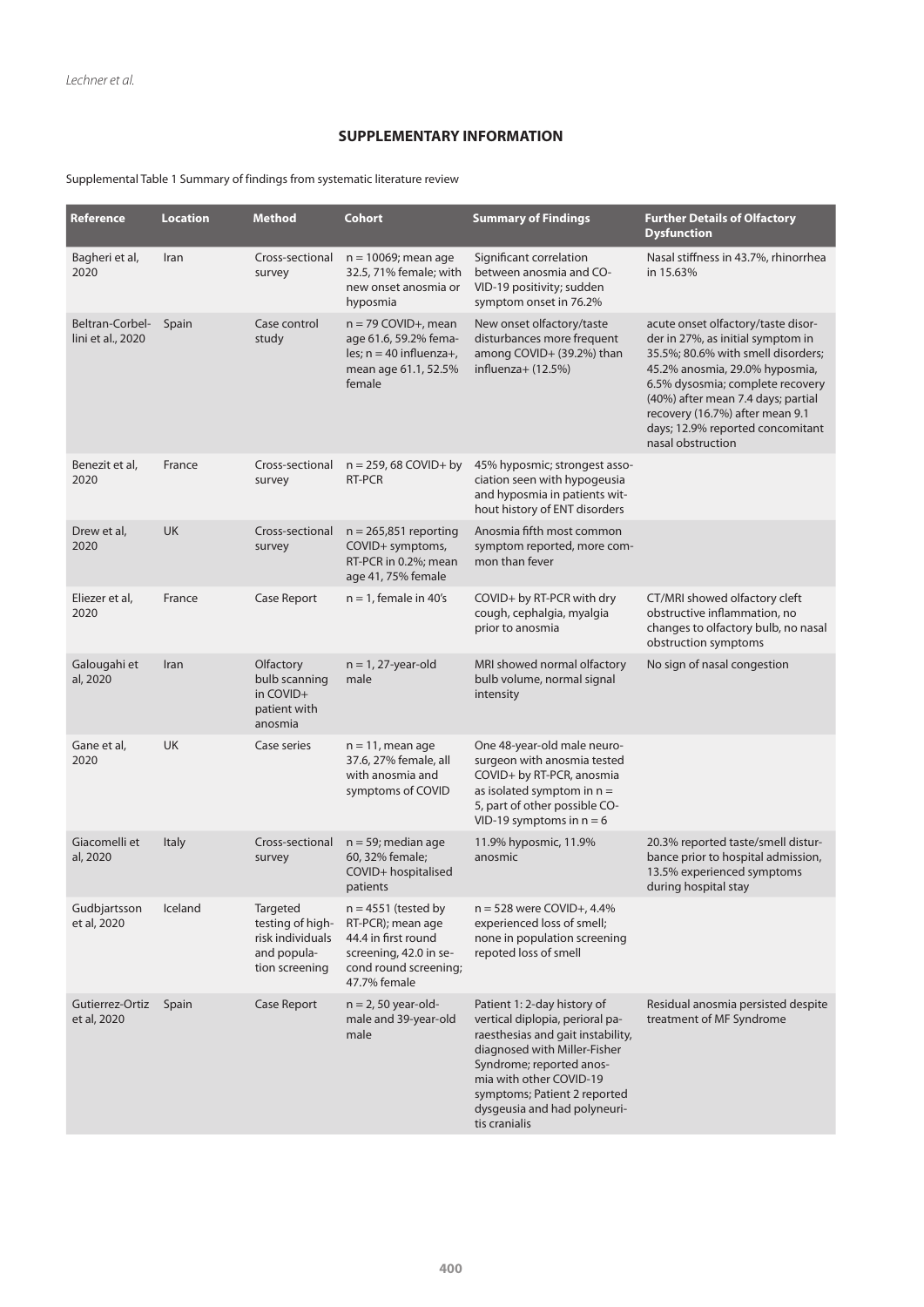## SUPPLEMENTARY INFORMATION

Supplemental Table 1 Summary of findings from systematic literature review

| Reference | Location | Method | Cohort | Summary of Findings | Further Details of Olfactory Dysfunction |
|---|---|---|---|---|---|
| Bagheri et al, 2020 | Iran | Cross-sectional survey | n = 10069; mean age 32.5, 71% female; with new onset anosmia or hyposmia | Significant correlation between anosmia and COVID-19 positivity; sudden symptom onset in 76.2% | Nasal stiffness in 43.7%, rhinorrhea in 15.63% |
| Beltran-Corbellini et al., 2020 | Spain | Case control study | n = 79 COVID+, mean age 61.6, 59.2% females; n = 40 influenza+, mean age 61.1, 52.5% female | New onset olfactory/taste disturbances more frequent among COVID+ (39.2%) than influenza+ (12.5%) | acute onset olfactory/taste disorder in 27%, as initial symptom in 35.5%; 80.6% with smell disorders; 45.2% anosmia, 29.0% hyposmia, 6.5% dysosmia; complete recovery (40%) after mean 7.4 days; partial recovery (16.7%) after mean 9.1 days; 12.9% reported concomitant nasal obstruction |
| Benezit et al, 2020 | France | Cross-sectional survey | n = 259, 68 COVID+ by RT-PCR | 45% hyposmic; strongest association seen with hypogeusia and hyposmia in patients without history of ENT disorders | |
| Drew et al, 2020 | UK | Cross-sectional survey | n = 265,851 reporting COVID+ symptoms, RT-PCR in 0.2%; mean age 41, 75% female | Anosmia fifth most common symptom reported, more common than fever | |
| Eliezer et al, 2020 | France | Case Report | n = 1, female in 40's | COVID+ by RT-PCR with dry cough, cephalgia, myalgia prior to anosmia | CT/MRI showed olfactory cleft obstructive inflammation, no changes to olfactory bulb, no nasal obstruction symptoms |
| Galougahi et al, 2020 | Iran | Olfactory bulb scanning in COVID+ patient with anosmia | n = 1, 27-year-old male | MRI showed normal olfactory bulb volume, normal signal intensity | No sign of nasal congestion |
| Gane et al, 2020 | UK | Case series | n = 11, mean age 37.6, 27% female, all with anosmia and symptoms of COVID | One 48-year-old male neurosurgeon with anosmia tested COVID+ by RT-PCR, anosmia as isolated symptom in n = 5, part of other possible COVID-19 symptoms in n = 6 | |
| Giacomelli et al, 2020 | Italy | Cross-sectional survey | n = 59; median age 60, 32% female; COVID+ hospitalised patients | 11.9% hyposmic, 11.9% anosmic | 20.3% reported taste/smell disturbance prior to hospital admission, 13.5% experienced symptoms during hospital stay |
| Gudbjartsson et al, 2020 | Iceland | Targeted testing of high-risk individuals and population screening | n = 4551 (tested by RT-PCR); mean age 44.4 in first round screening, 42.0 in second round screening; 47.7% female | n = 528 were COVID+, 4.4% experienced loss of smell; none in population screening repoted loss of smell | |
| Gutierrez-Ortiz et al, 2020 | Spain | Case Report | n = 2, 50 year-old-male and 39-year-old male | Patient 1: 2-day history of vertical diplopia, perioral paraesthesias and gait instability, diagnosed with Miller-Fisher Syndrome; reported anosmia with other COVID-19 symptoms; Patient 2 reported dysgeusia and had polyneuritis cranialis | Residual anosmia persisted despite treatment of MF Syndrome |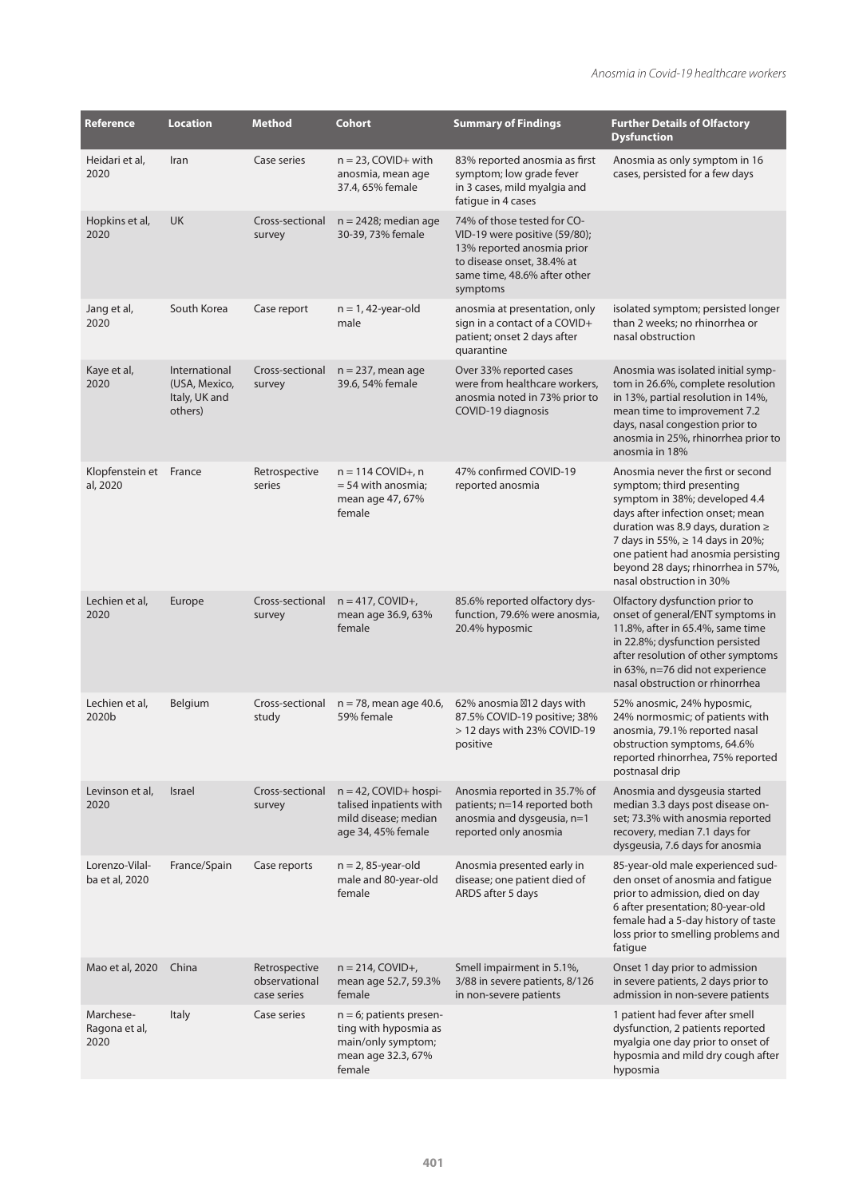| Reference | Location | Method | Cohort | Summary of Findings | Further Details of Olfactory Dysfunction |
|---|---|---|---|---|---|
| Heidari et al, 2020 | Iran | Case series | n = 23, COVID+ with anosmia, mean age 37.4, 65% female | 83% reported anosmia as first symptom; low grade fever in 3 cases, mild myalgia and fatigue in 4 cases | Anosmia as only symptom in 16 cases, persisted for a few days |
| Hopkins et al, 2020 | UK | Cross-sectional survey | n = 2428; median age 30-39, 73% female | 74% of those tested for COVID-19 were positive (59/80); 13% reported anosmia prior to disease onset, 38.4% at same time, 48.6% after other symptoms | |
| Jang et al, 2020 | South Korea | Case report | n = 1, 42-year-old male | anosmia at presentation, only sign in a contact of a COVID+ patient; onset 2 days after quarantine | isolated symptom; persisted longer than 2 weeks; no rhinorrhea or nasal obstruction |
| Kaye et al, 2020 | International (USA, Mexico, Italy, UK and others) | Cross-sectional survey | n = 237, mean age 39.6, 54% female | Over 33% reported cases were from healthcare workers, anosmia noted in 73% prior to COVID-19 diagnosis | Anosmia was isolated initial symptom in 26.6%, complete resolution in 13%, partial resolution in 14%, mean time to improvement 7.2 days, nasal congestion prior to anosmia in 25%, rhinorrhea prior to anosmia in 18% |
| Klopfenstein et al, 2020 | France | Retrospective series | n = 114 COVID+, n = 54 with anosmia; mean age 47, 67% female | 47% confirmed COVID-19 reported anosmia | Anosmia never the first or second symptom; third presenting symptom in 38%; developed 4.4 days after infection onset; mean duration was 8.9 days, duration ≥ 7 days in 55%, ≥ 14 days in 20%; one patient had anosmia persisting beyond 28 days; rhinorrhea in 57%, nasal obstruction in 30% |
| Lechien et al, 2020 | Europe | Cross-sectional survey | n = 417, COVID+, mean age 36.9, 63% female | 85.6% reported olfactory dysfunction, 79.6% were anosmia, 20.4% hyposmic | Olfactory dysfunction prior to onset of general/ENT symptoms in 11.8%, after in 65.4%, same time in 22.8%; dysfunction persisted after resolution of other symptoms in 63%, n=76 did not experience nasal obstruction or rhinorrhea |
| Lechien et al, 2020b | Belgium | Cross-sectional study | n = 78, mean age 40.6, 59% female | 62% anosmia ≤12 days with 87.5% COVID-19 positive; 38% > 12 days with 23% COVID-19 positive | 52% anosmic, 24% hyposmic, 24% normosmic; of patients with anosmia, 79.1% reported nasal obstruction symptoms, 64.6% reported rhinorrhea, 75% reported postnasal drip |
| Levinson et al, 2020 | Israel | Cross-sectional survey | n = 42, COVID+ hospitalised inpatients with mild disease; median age 34, 45% female | Anosmia reported in 35.7% of patients; n=14 reported both anosmia and dysgeusia, n=1 reported only anosmia | Anosmia and dysgeusia started median 3.3 days post disease onset; 73.3% with anosmia reported recovery, median 7.1 days for dysgeusia, 7.6 days for anosmia |
| Lorenzo-Villalba et al, 2020 | France/Spain | Case reports | n = 2, 85-year-old male and 80-year-old female | Anosmia presented early in disease; one patient died of ARDS after 5 days | 85-year-old male experienced sudden onset of anosmia and fatigue prior to admission, died on day 6 after presentation; 80-year-old female had a 5-day history of taste loss prior to smelling problems and fatigue |
| Mao et al, 2020 | China | Retrospective observational case series | n = 214, COVID+, mean age 52.7, 59.3% female | Smell impairment in 5.1%, 3/88 in severe patients, 8/126 in non-severe patients | Onset 1 day prior to admission in severe patients, 2 days prior to admission in non-severe patients |
| Marchese-Ragona et al, 2020 | Italy | Case series | n = 6; patients presenting with hyposmia as main/only symptom; mean age 32.3, 67% female | | 1 patient had fever after smell dysfunction, 2 patients reported myalgia one day prior to onset of hyposmia and mild dry cough after hyposmia |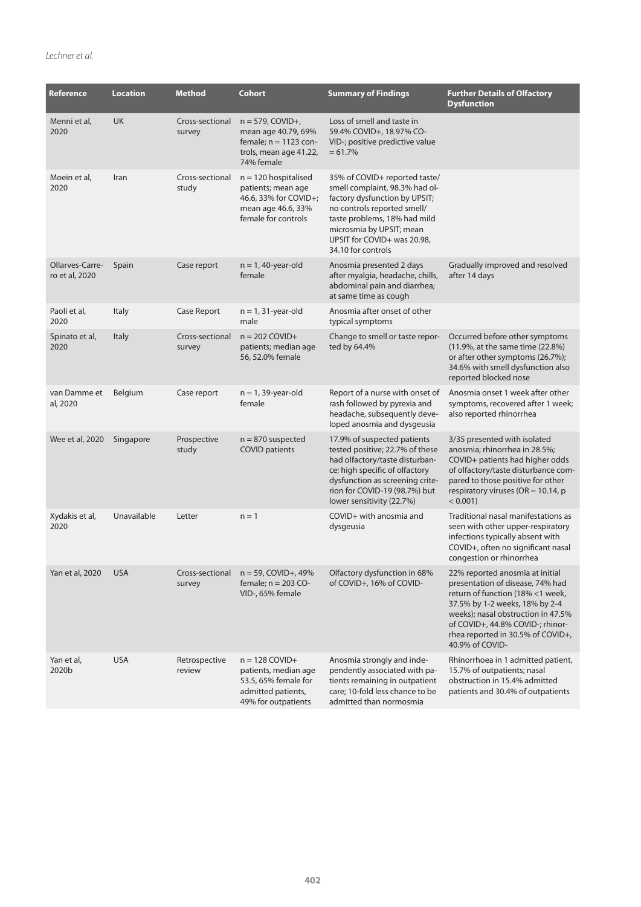| Reference | Location | Method | Cohort | Summary of Findings | Further Details of Olfactory Dysfunction |
|---|---|---|---|---|---|
| Menni et al, 2020 | UK | Cross-sectional survey | n = 579, COVID+, mean age 40.79, 69% female; n = 1123 controls, mean age 41.22, 74% female | Loss of smell and taste in 59.4% COVID+, 18.97% COVID-; positive predictive value = 61.7% | |
| Moein et al, 2020 | Iran | Cross-sectional study | n = 120 hospitalised patients; mean age 46.6, 33% for COVID+; mean age 46.6, 33% female for controls | 35% of COVID+ reported taste/smell complaint, 98.3% had olfactory dysfunction by UPSIT; no controls reported smell/taste problems, 18% had mild microsmia by UPSIT; mean UPSIT for COVID+ was 20.98, 34.10 for controls | |
| Ollarves-Carrero et al, 2020 | Spain | Case report | n = 1, 40-year-old female | Anosmia presented 2 days after myalgia, headache, chills, abdominal pain and diarrhea; at same time as cough | Gradually improved and resolved after 14 days |
| Paoli et al, 2020 | Italy | Case Report | n = 1, 31-year-old male | Anosmia after onset of other typical symptoms | |
| Spinato et al, 2020 | Italy | Cross-sectional survey | n = 202 COVID+ patients; median age 56, 52.0% female | Change to smell or taste reported by 64.4% | Occurred before other symptoms (11.9%, at the same time (22.8%) or after other symptoms (26.7%); 34.6% with smell dysfunction also reported blocked nose |
| van Damme et al, 2020 | Belgium | Case report | n = 1, 39-year-old female | Report of a nurse with onset of rash followed by pyrexia and headache, subsequently developed anosmia and dysgeusia | Anosmia onset 1 week after other symptoms, recovered after 1 week; also reported rhinorrhea |
| Wee et al, 2020 | Singapore | Prospective study | n = 870 suspected COVID patients | 17.9% of suspected patients tested positive; 22.7% of these had olfactory/taste disturbance; high specific of olfactory dysfunction as screening criterion for COVID-19 (98.7%) but lower sensitivity (22.7%) | 3/35 presented with isolated anosmia; rhinorrhea in 28.5%; COVID+ patients had higher odds of olfactory/taste disturbance compared to those positive for other respiratory viruses (OR = 10.14, $p < 0.001$) |
| Xydakis et al, 2020 | Unavailable | Letter | n = 1 | COVID+ with anosmia and dysgeusia | Traditional nasal manifestations as seen with other upper-respiratory infections typically absent with COVID+, often no significant nasal congestion or rhinorrhea |
| Yan et al, 2020 | USA | Cross-sectional survey | n = 59, COVID+, 49% female; n = 203 COVID-, 65% female | Olfactory dysfunction in 68% of COVID+, 16% of COVID- | 22% reported anosmia at initial presentation of disease, 74% had return of function (18% <1 week, 37.5% by 1-2 weeks, 18% by 2-4 weeks); nasal obstruction in 47.5% of COVID+, 44.8% COVID-; rhinorrhea reported in 30.5% of COVID+, 40.9% of COVID- |
| Yan et al, 2020b | USA | Retrospective review | n = 128 COVID+ patients, median age 53.5, 65% female for admitted patients, 49% for outpatients | Anosmia strongly and independently associated with patients remaining in outpatient care; 10-fold less chance to be admitted than normosmia | Rhinorrhoea in 1 admitted patient, 15.7% of outpatients; nasal obstruction in 15.4% admitted patients and 30.4% of outpatients |